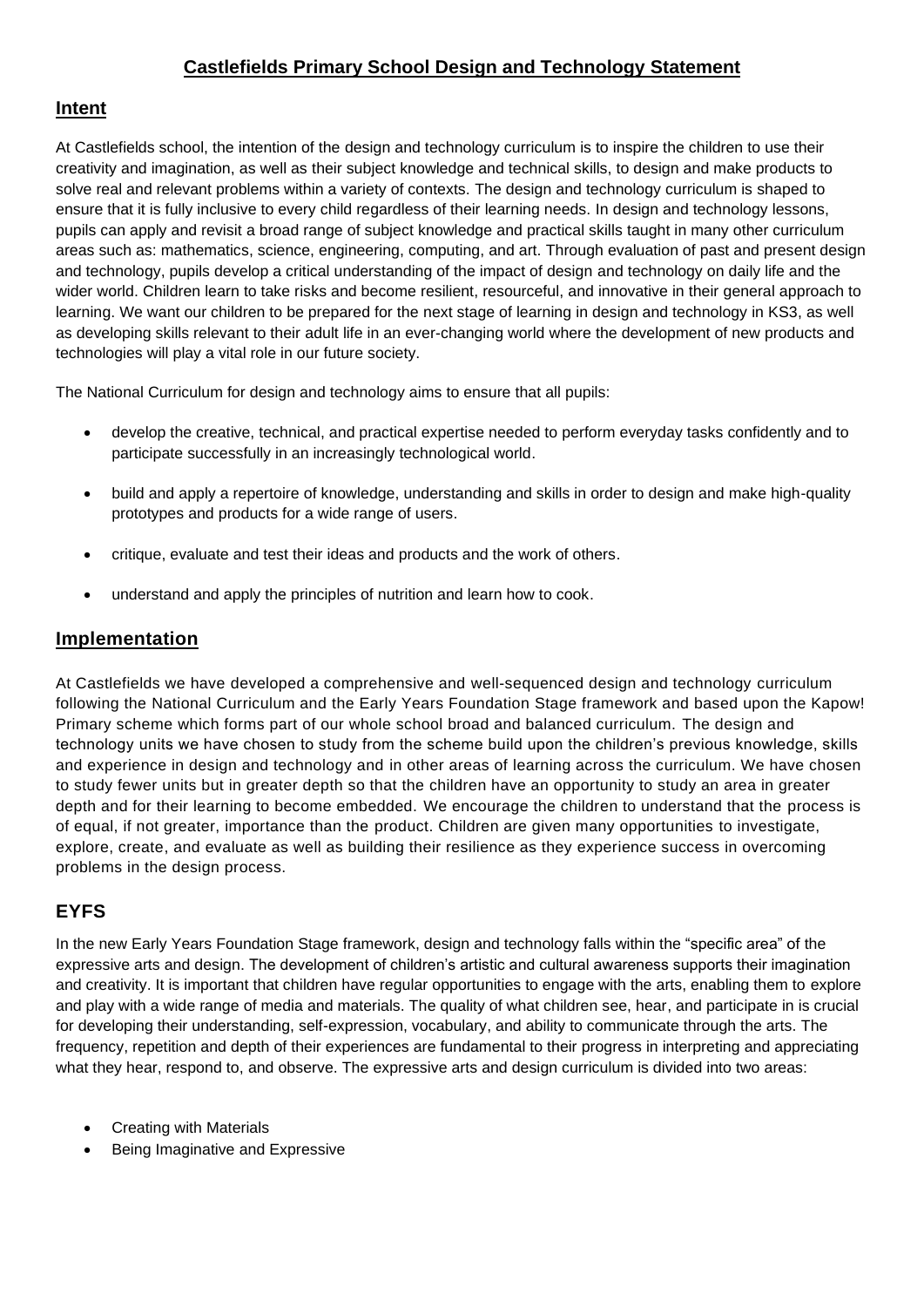# Castlefields Primary School Design and Technology Statement

## Intent

At Castlefields school, the intention of the design and technology curriculum is to inspire the children to use their creativity and imagination, as well as their subject knowledge and technical skills, to design and make products to solve real and relevant problems within a variety of contexts. The design and technology curriculum is shaped to ensure that it is fully inclusive to every child regardless of their learning needs. In design and technology lessons, pupils can apply and revisit a broad range of subject knowledge and practical skills taught in many other curriculum areas such as: mathematics, science, engineering, computing, and art. Through evaluation of past and present design and technology, pupils develop a critical understanding of the impact of design and technology on daily life and the wider world. Children learn to take risks and become resilient, resourceful, and innovative in their general approach to learning. We want our children to be prepared for the next stage of learning in design and technology in KS3, as well as developing skills relevant to their adult life in an ever-changing world where the development of new products and technologies will play a vital role in our future society.

The National Curriculum for design and technology aims to ensure that all pupils:

- develop the creative, technical, and practical expertise needed to perform everyday tasks confidently and to participate successfully in an increasingly technological world.
- build and apply a repertoire of knowledge, understanding and skills in order to design and make high-quality prototypes and products for a wide range of users.
- critique, evaluate and test their ideas and products and the work of others.
- understand and apply the principles of nutrition and learn how to cook.

## Implementation

At Castlefields we have developed a comprehensive and well-sequenced design and technology curriculum following the National Curriculum and the Early Years Foundation Stage framework and based upon the Kapow! Primary scheme which forms part of our whole school broad and balanced curriculum. The design and technology units we have chosen to study from the scheme build upon the children's previous knowledge, skills and experience in design and technology and in other areas of learning across the curriculum. We have chosen to study fewer units but in greater depth so that the children have an opportunity to study an area in greater depth and for their learning to become embedded. We encourage the children to understand that the process is of equal, if not greater, importance than the product. Children are given many opportunities to investigate, explore, create, and evaluate as well as building their resilience as they experience success in overcoming problems in the design process.

## EYFS

In the new Early Years Foundation Stage framework, design and technology falls within the "specific area" of the expressive arts and design. The development of children's artistic and cultural awareness supports their imagination and creativity. It is important that children have regular opportunities to engage with the arts, enabling them to explore and play with a wide range of media and materials. The quality of what children see, hear, and participate in is crucial for developing their understanding, self-expression, vocabulary, and ability to communicate through the arts. The frequency, repetition and depth of their experiences are fundamental to their progress in interpreting and appreciating what they hear, respond to, and observe. The expressive arts and design curriculum is divided into two areas:

- Creating with Materials
- Being Imaginative and Expressive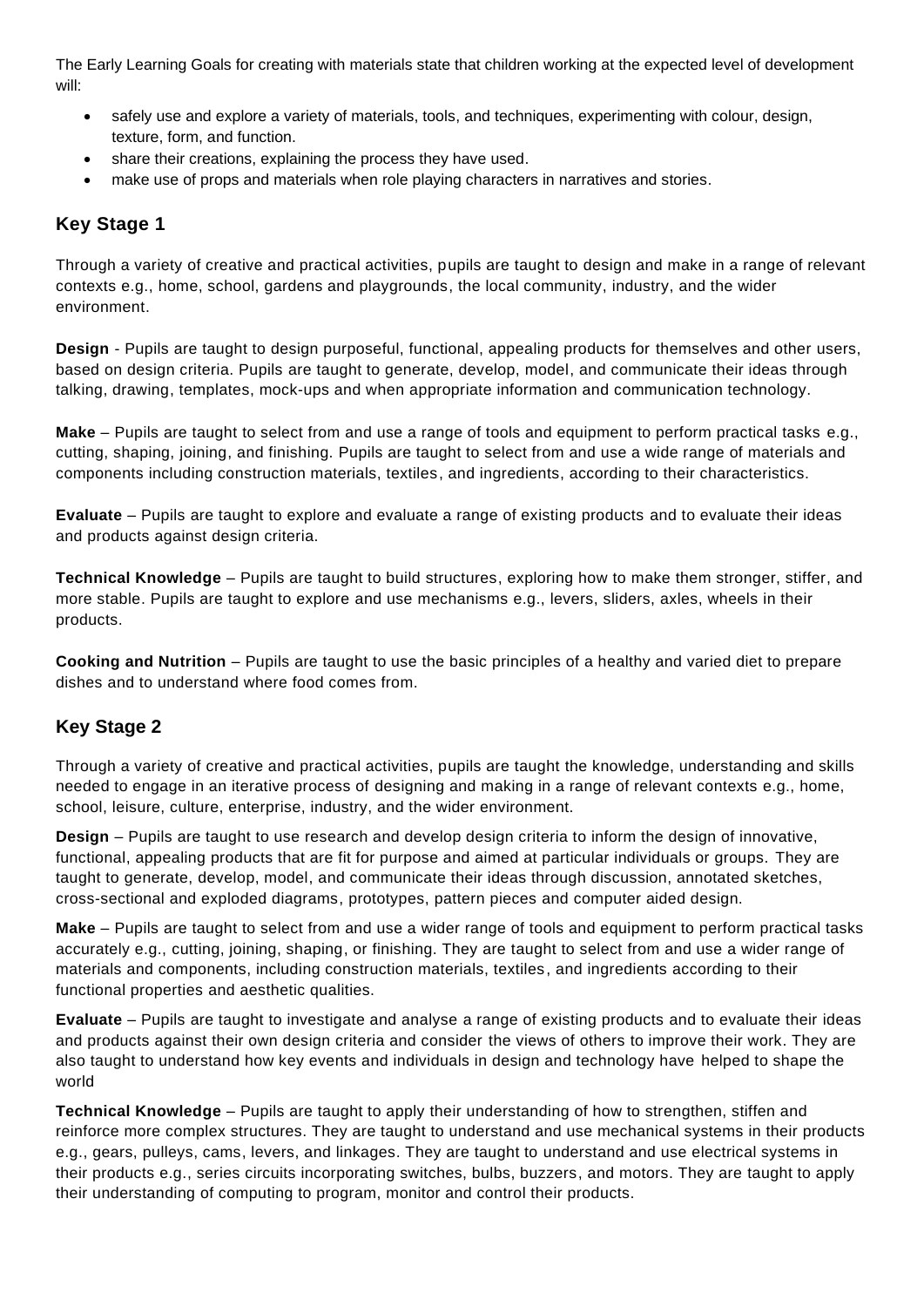The Early Learning Goals for creating with materials state that children working at the expected level of development will:

- safely use and explore a variety of materials, tools, and techniques, experimenting with colour, design, texture, form, and function.
- share their creations, explaining the process they have used.
- make use of props and materials when role playing characters in narratives and stories.

## Key Stage 1

Through a variety of creative and practical activities, pupils are taught to design and make in a range of relevant contexts e.g., home, school, gardens and playgrounds, the local community, industry, and the wider environment.

**Design** - Pupils are taught to design purposeful, functional, appealing products for themselves and other users, based on design criteria. Pupils are taught to generate, develop, model, and communicate their ideas through talking, drawing, templates, mock-ups and when appropriate information and communication technology.

**Make** – Pupils are taught to select from and use a range of tools and equipment to perform practical tasks e.g., cutting, shaping, joining, and finishing. Pupils are taught to select from and use a wide range of materials and components including construction materials, textiles, and ingredients, according to their characteristics.

**Evaluate** – Pupils are taught to explore and evaluate a range of existing products and to evaluate their ideas and products against design criteria.

**Technical Knowledge** – Pupils are taught to build structures, exploring how to make them stronger, stiffer, and more stable. Pupils are taught to explore and use mechanisms e.g., levers, sliders, axles, wheels in their products.

**Cooking and Nutrition** – Pupils are taught to use the basic principles of a healthy and varied diet to prepare dishes and to understand where food comes from.

## Key Stage 2

Through a variety of creative and practical activities, pupils are taught the knowledge, understanding and skills needed to engage in an iterative process of designing and making in a range of relevant contexts e.g., home, school, leisure, culture, enterprise, industry, and the wider environment.

**Design** – Pupils are taught to use research and develop design criteria to inform the design of innovative, functional, appealing products that are fit for purpose and aimed at particular individuals or groups. They are taught to generate, develop, model, and communicate their ideas through discussion, annotated sketches, cross-sectional and exploded diagrams, prototypes, pattern pieces and computer aided design.

**Make** – Pupils are taught to select from and use a wider range of tools and equipment to perform practical tasks accurately e.g., cutting, joining, shaping, or finishing. They are taught to select from and use a wider range of materials and components, including construction materials, textiles, and ingredients according to their functional properties and aesthetic qualities.

**Evaluate** – Pupils are taught to investigate and analyse a range of existing products and to evaluate their ideas and products against their own design criteria and consider the views of others to improve their work. They are also taught to understand how key events and individuals in design and technology have helped to shape the world

**Technical Knowledge** – Pupils are taught to apply their understanding of how to strengthen, stiffen and reinforce more complex structures. They are taught to understand and use mechanical systems in their products e.g., gears, pulleys, cams, levers, and linkages. They are taught to understand and use electrical systems in their products e.g., series circuits incorporating switches, bulbs, buzzers, and motors. They are taught to apply their understanding of computing to program, monitor and control their products.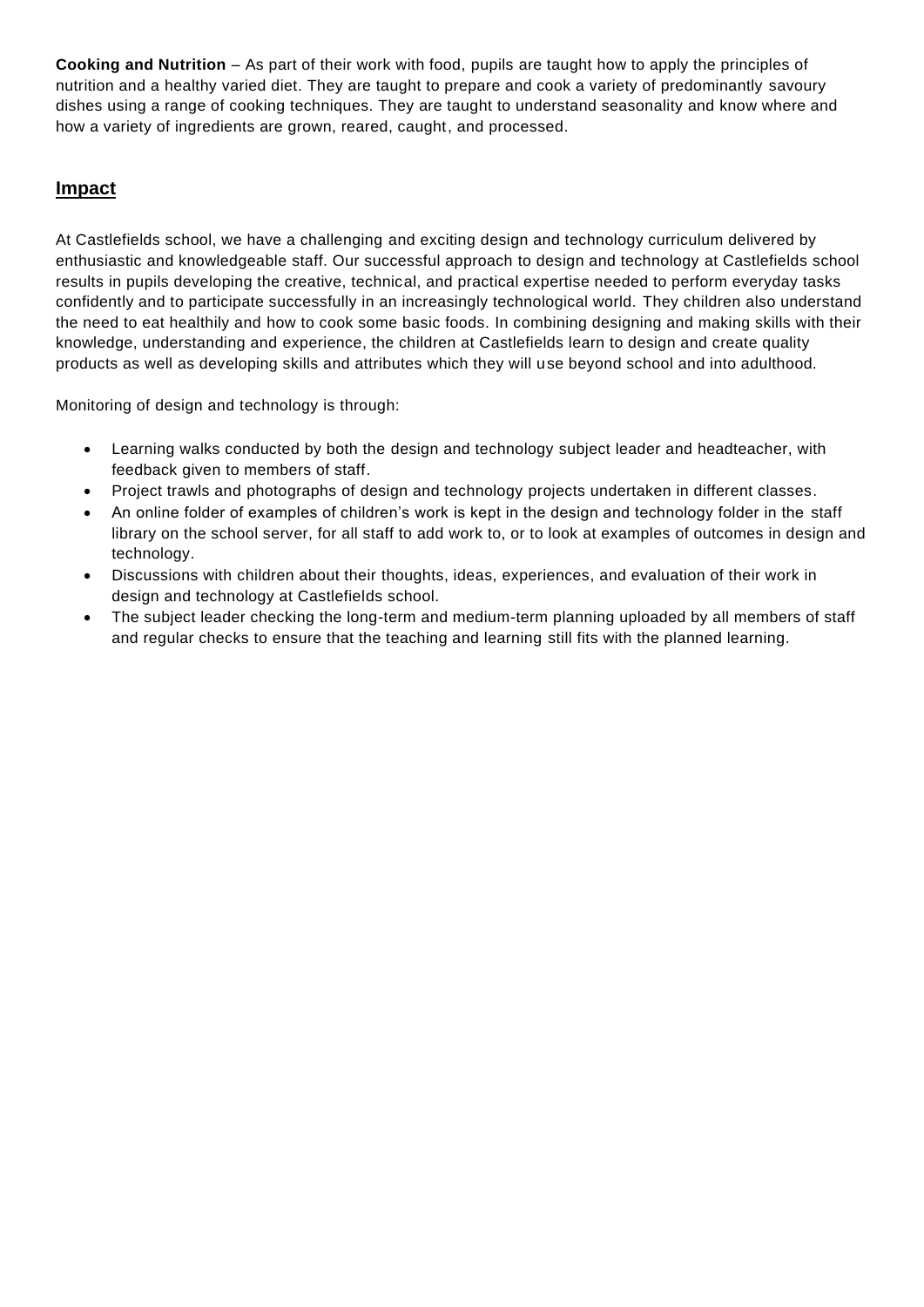**Cooking and Nutrition** – As part of their work with food, pupils are taught how to apply the principles of nutrition and a healthy varied diet. They are taught to prepare and cook a variety of predominantly savoury dishes using a range of cooking techniques. They are taught to understand seasonality and know where and how a variety of ingredients are grown, reared, caught, and processed.

## Impact

At Castlefields school, we have a challenging and exciting design and technology curriculum delivered by enthusiastic and knowledgeable staff. Our successful approach to design and technology at Castlefields school results in pupils developing the creative, technical, and practical expertise needed to perform everyday tasks confidently and to participate successfully in an increasingly technological world. They children also understand the need to eat healthily and how to cook some basic foods. In combining designing and making skills with their knowledge, understanding and experience, the children at Castlefields learn to design and create quality products as well as developing skills and attributes which they will use beyond school and into adulthood.

Monitoring of design and technology is through:

- Learning walks conducted by both the design and technology subject leader and headteacher, with feedback given to members of staff.
- Project trawls and photographs of design and technology projects undertaken in different classes.
- An online folder of examples of children's work is kept in the design and technology folder in the staff library on the school server, for all staff to add work to, or to look at examples of outcomes in design and technology.
- Discussions with children about their thoughts, ideas, experiences, and evaluation of their work in design and technology at Castlefields school.
- The subject leader checking the long-term and medium-term planning uploaded by all members of staff and regular checks to ensure that the teaching and learning still fits with the planned learning.